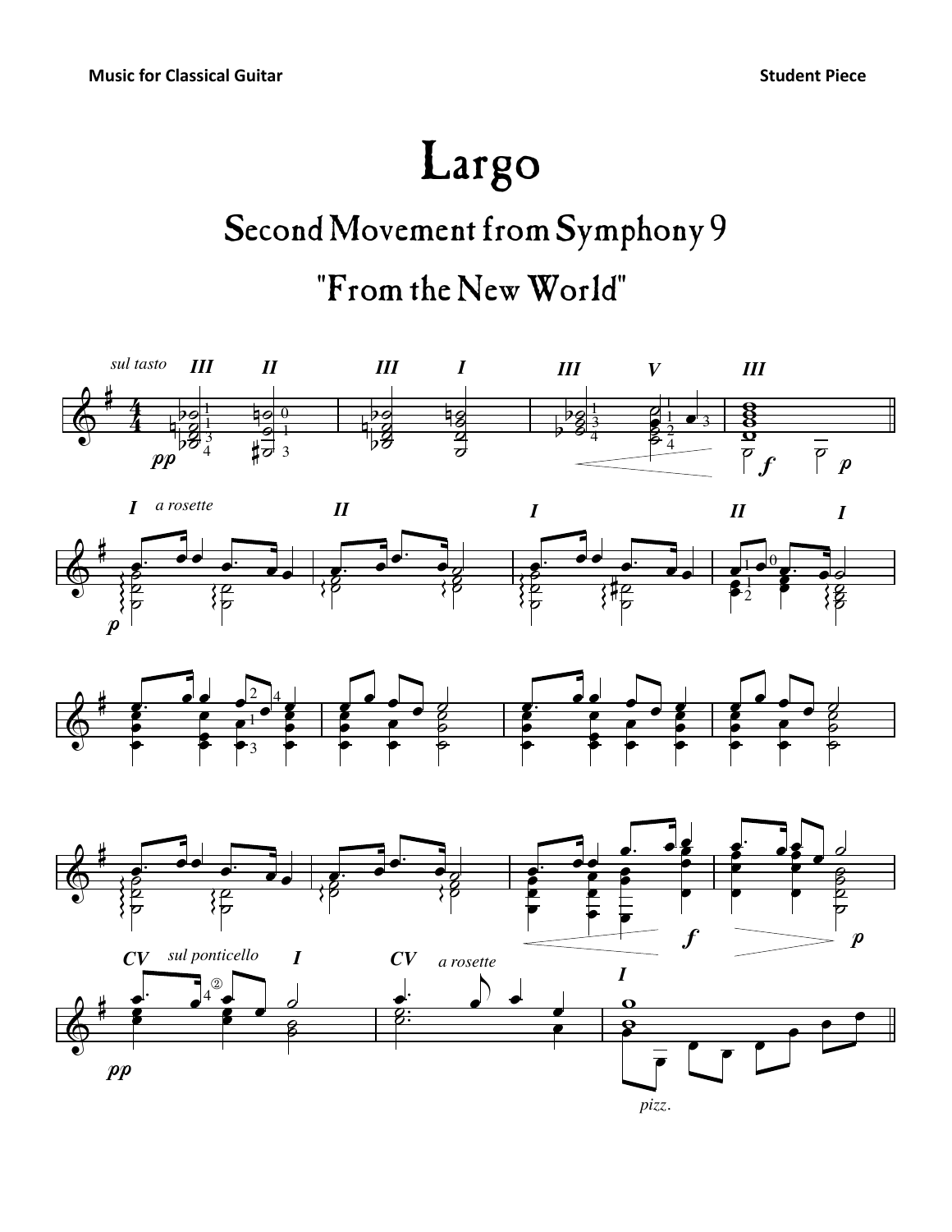# Largo

## Second Movement from Symphony 9

## "From the New World"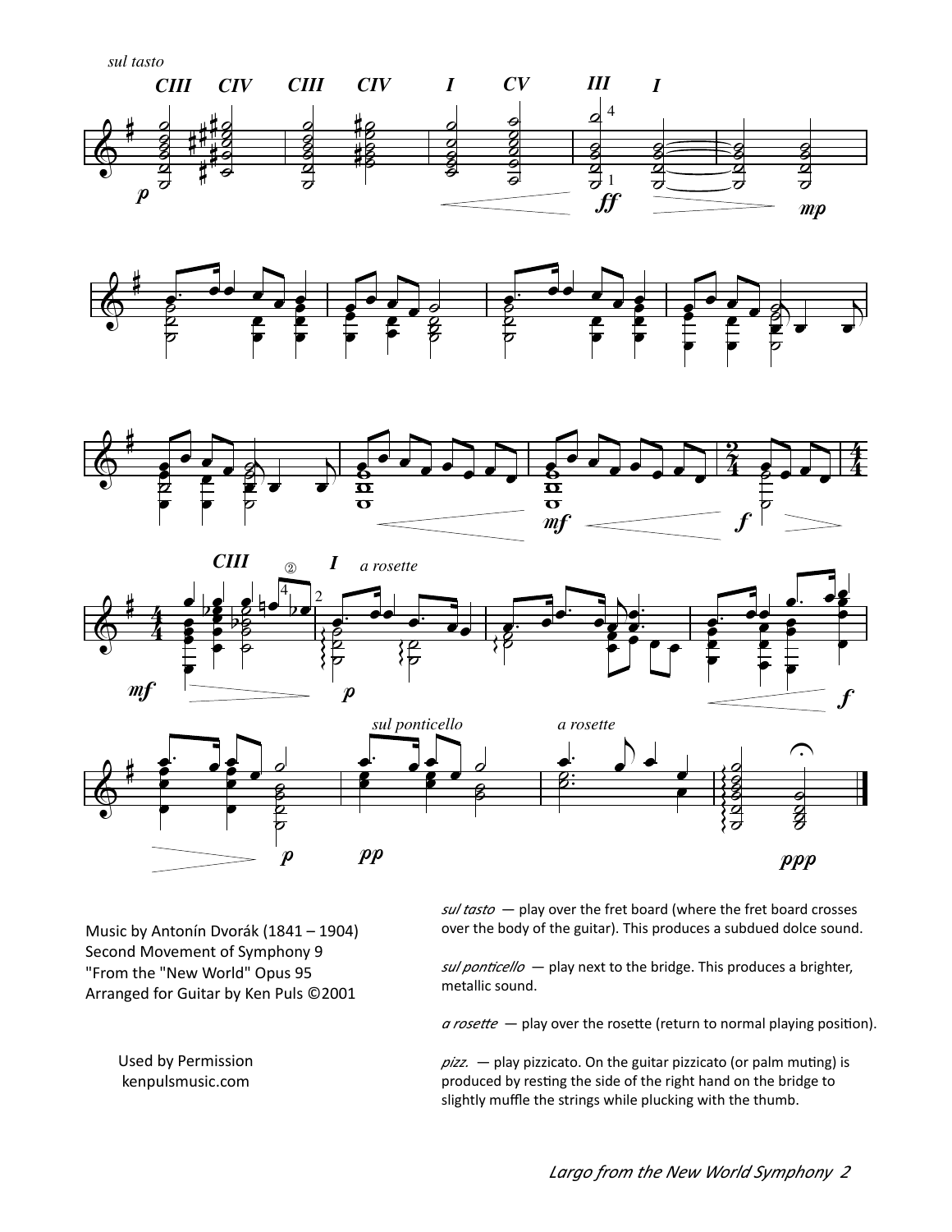Music by Antonín Dvorák (1841 – 1904)
Second Movement of Symphony 9
"From the "New World" Opus 95
Arranged for Guitar by Ken Puls ©2001

Used by Permission
kenpulsmusic.com

*sul tasto* — play over the fret board (where the fret board crosses over the body of the guitar). This produces a subdued dolce sound.

*sul ponticello* — play next to the bridge. This produces a brighter, metallic sound.

*a rosette* — play over the rosette (return to normal playing position).

*pizz.* — play pizzicato. On the guitar pizzicato (or palm muting) is produced by resting the side of the right hand on the bridge to slightly muffle the strings while plucking with the thumb.